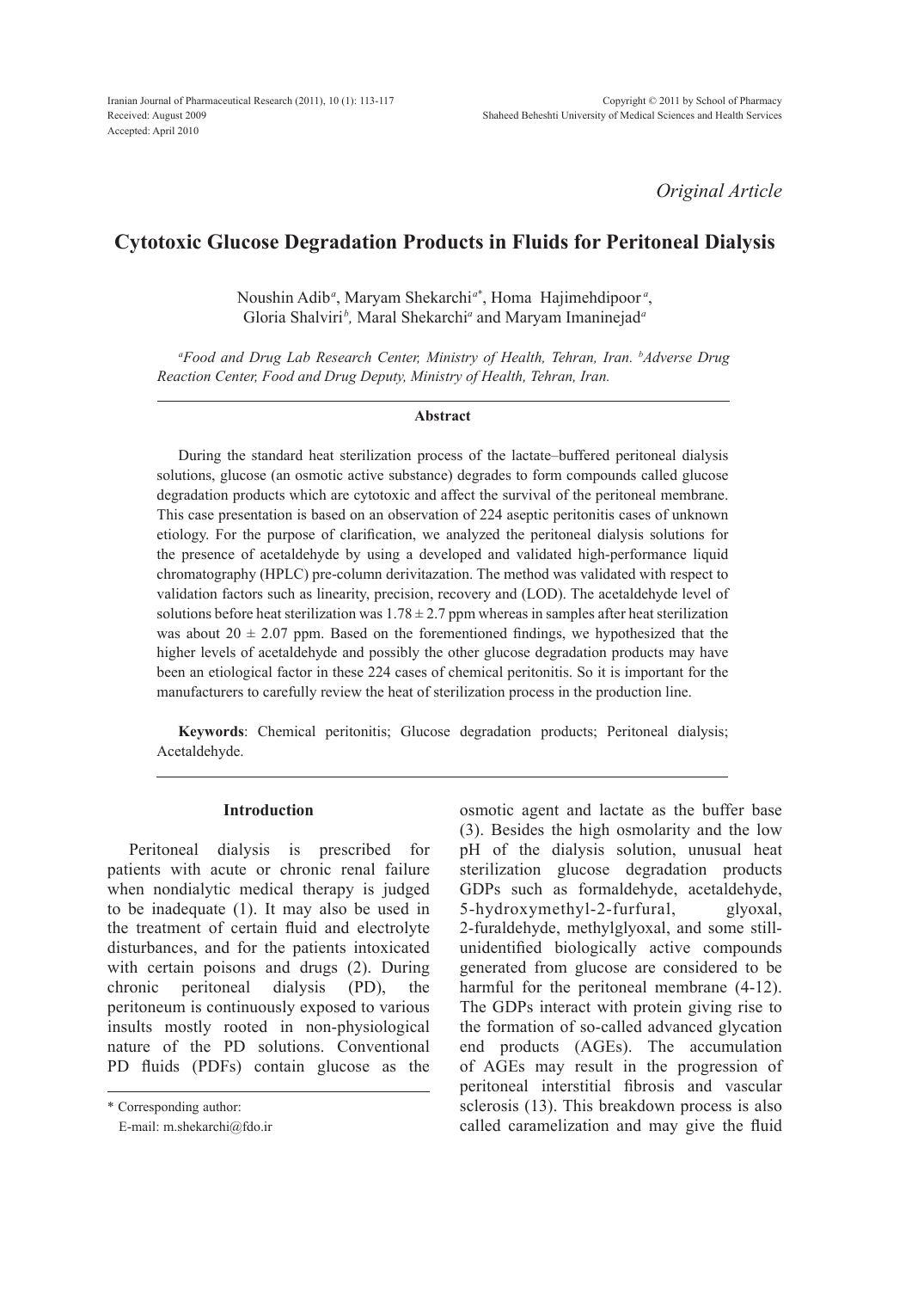Received: August 2009
Accepted: April 2010

*Original Article*

# Cytotoxic Glucose Degradation Products in Fluids for Peritoneal Dialysis

Noushin Adib[a], Maryam Shekarchi[a*], Homa Hajimehdipoor[a], Gloria Shalviri[b], Maral Shekarchi[a] and Maryam Imaninejad[a]

*[a]Food and Drug Lab Research Center, Ministry of Health, Tehran, Iran. [b]Adverse Drug Reaction Center, Food and Drug Deputy, Ministry of Health, Tehran, Iran.*

## Abstract

During the standard heat sterilization process of the lactate–buffered peritoneal dialysis solutions, glucose (an osmotic active substance) degrades to form compounds called glucose degradation products which are cytotoxic and affect the survival of the peritoneal membrane. This case presentation is based on an observation of 224 aseptic peritonitis cases of unknown etiology. For the purpose of clarification, we analyzed the peritoneal dialysis solutions for the presence of acetaldehyde by using a developed and validated high-performance liquid chromatography (HPLC) pre-column derivitazation. The method was validated with respect to validation factors such as linearity, precision, recovery and (LOD). The acetaldehyde level of solutions before heat sterilization was $1.78 \pm 2.7$ ppm whereas in samples after heat sterilization was about $20 \pm 2.07$ ppm. Based on the forementioned findings, we hypothesized that the higher levels of acetaldehyde and possibly the other glucose degradation products may have been an etiological factor in these 224 cases of chemical peritonitis. So it is important for the manufacturers to carefully review the heat of sterilization process in the production line.

**Keywords**: Chemical peritonitis; Glucose degradation products; Peritoneal dialysis; Acetaldehyde.

## Introduction

Peritoneal dialysis is prescribed for patients with acute or chronic renal failure when nondialytic medical therapy is judged to be inadequate (1). It may also be used in the treatment of certain fluid and electrolyte disturbances, and for the patients intoxicated with certain poisons and drugs (2). During chronic peritoneal dialysis (PD), the peritoneum is continuously exposed to various insults mostly rooted in non-physiological nature of the PD solutions. Conventional PD fluids (PDFs) contain glucose as the osmotic agent and lactate as the buffer base (3). Besides the high osmolarity and the low pH of the dialysis solution, unusual heat sterilization glucose degradation products GDPs such as formaldehyde, acetaldehyde, 5-hydroxymethyl-2-furfural, glyoxal, 2-furaldehyde, methylglyoxal, and some still-unidentified biologically active compounds generated from glucose are considered to be harmful for the peritoneal membrane (4-12). The GDPs interact with protein giving rise to the formation of so-called advanced glycation end products (AGEs). The accumulation of AGEs may result in the progression of peritoneal interstitial fibrosis and vascular sclerosis (13). This breakdown process is also called caramelization and may give the fluid

\* Corresponding author:
E-mail: m.shekarchi@fdo.ir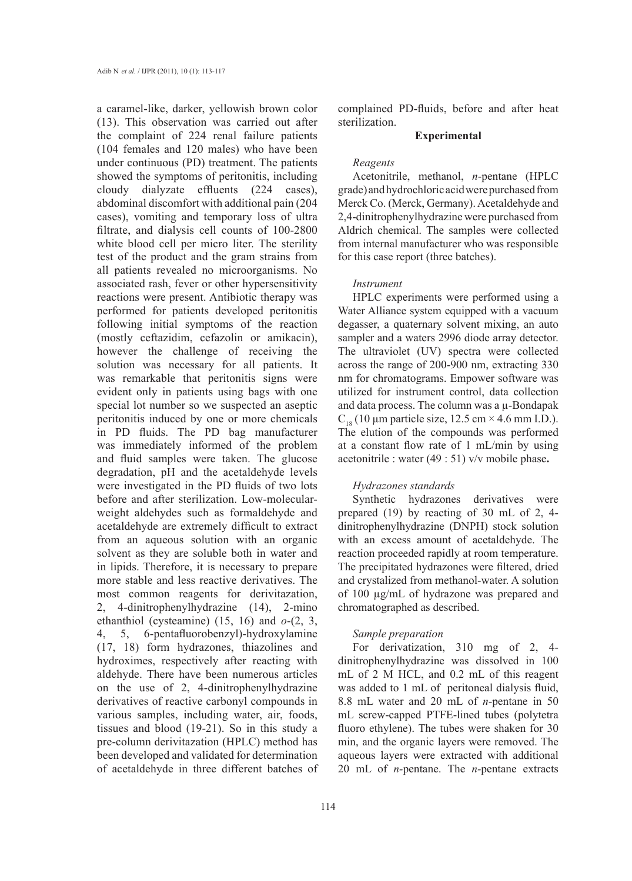a caramel-like, darker, yellowish brown color (13). This observation was carried out after the complaint of 224 renal failure patients (104 females and 120 males) who have been under continuous (PD) treatment. The patients showed the symptoms of peritonitis, including cloudy dialyzate effluents (224 cases), abdominal discomfort with additional pain (204 cases), vomiting and temporary loss of ultra filtrate, and dialysis cell counts of 100-2800 white blood cell per micro liter. The sterility test of the product and the gram strains from all patients revealed no microorganisms. No associated rash, fever or other hypersensitivity reactions were present. Antibiotic therapy was performed for patients developed peritonitis following initial symptoms of the reaction (mostly ceftazidim, cefazolin or amikacin), however the challenge of receiving the solution was necessary for all patients. It was remarkable that peritonitis signs were evident only in patients using bags with one special lot number so we suspected an aseptic peritonitis induced by one or more chemicals in PD fluids. The PD bag manufacturer was immediately informed of the problem and fluid samples were taken. The glucose degradation, pH and the acetaldehyde levels were investigated in the PD fluids of two lots before and after sterilization. Low-molecular-weight aldehydes such as formaldehyde and acetaldehyde are extremely difficult to extract from an aqueous solution with an organic solvent as they are soluble both in water and in lipids. Therefore, it is necessary to prepare more stable and less reactive derivatives. The most common reagents for derivitazation, 2, 4-dinitrophenylhydrazine (14), 2-mino ethanthiol (cysteamine) (15, 16) and *o*-(2, 3, 4, 5, 6-pentafluorobenzyl)-hydroxylamine (17, 18) form hydrazones, thiazolines and hydroximes, respectively after reacting with aldehyde. There have been numerous articles on the use of 2, 4-dinitrophenylhydrazine derivatives of reactive carbonyl compounds in various samples, including water, air, foods, tissues and blood (19-21). So in this study a pre-column derivitazation (HPLC) method has been developed and validated for determination of acetaldehyde in three different batches of complained PD-fluids, before and after heat sterilization.

## Experimental

### *Reagents*

Acetonitrile, methanol, *n*-pentane (HPLC grade) and hydrochloric acid were purchased from Merck Co. (Merck, Germany). Acetaldehyde and 2,4-dinitrophenylhydrazine were purchased from Aldrich chemical. The samples were collected from internal manufacturer who was responsible for this case report (three batches).

### *Instrument*

HPLC experiments were performed using a Water Alliance system equipped with a vacuum degasser, a quaternary solvent mixing, an auto sampler and a waters 2996 diode array detector. The ultraviolet (UV) spectra were collected across the range of 200-900 nm, extracting 330 nm for chromatograms. Empower software was utilized for instrument control, data collection and data process. The column was a µ-Bondapak $C_{18}$ (10 µm particle size, 12.5 cm × 4.6 mm I.D.). The elution of the compounds was performed at a constant flow rate of 1 mL/min by using acetonitrile : water (49 : 51) v/v mobile phase**.**

### *Hydrazones standards*

Synthetic hydrazones derivatives were prepared (19) by reacting of 30 mL of 2, 4-dinitrophenylhydrazine (DNPH) stock solution with an excess amount of acetaldehyde. The reaction proceeded rapidly at room temperature. The precipitated hydrazones were filtered, dried and crystalized from methanol-water. A solution of 100 µg/mL of hydrazone was prepared and chromatographed as described.

### *Sample preparation*

For derivatization, 310 mg of 2, 4-dinitrophenylhydrazine was dissolved in 100 mL of 2 M HCL, and 0.2 mL of this reagent was added to 1 mL of peritoneal dialysis fluid, 8.8 mL water and 20 mL of *n*-pentane in 50 mL screw-capped PTFE-lined tubes (polytetra fluoro ethylene). The tubes were shaken for 30 min, and the organic layers were removed. The aqueous layers were extracted with additional 20 mL of *n*-pentane. The *n*-pentane extracts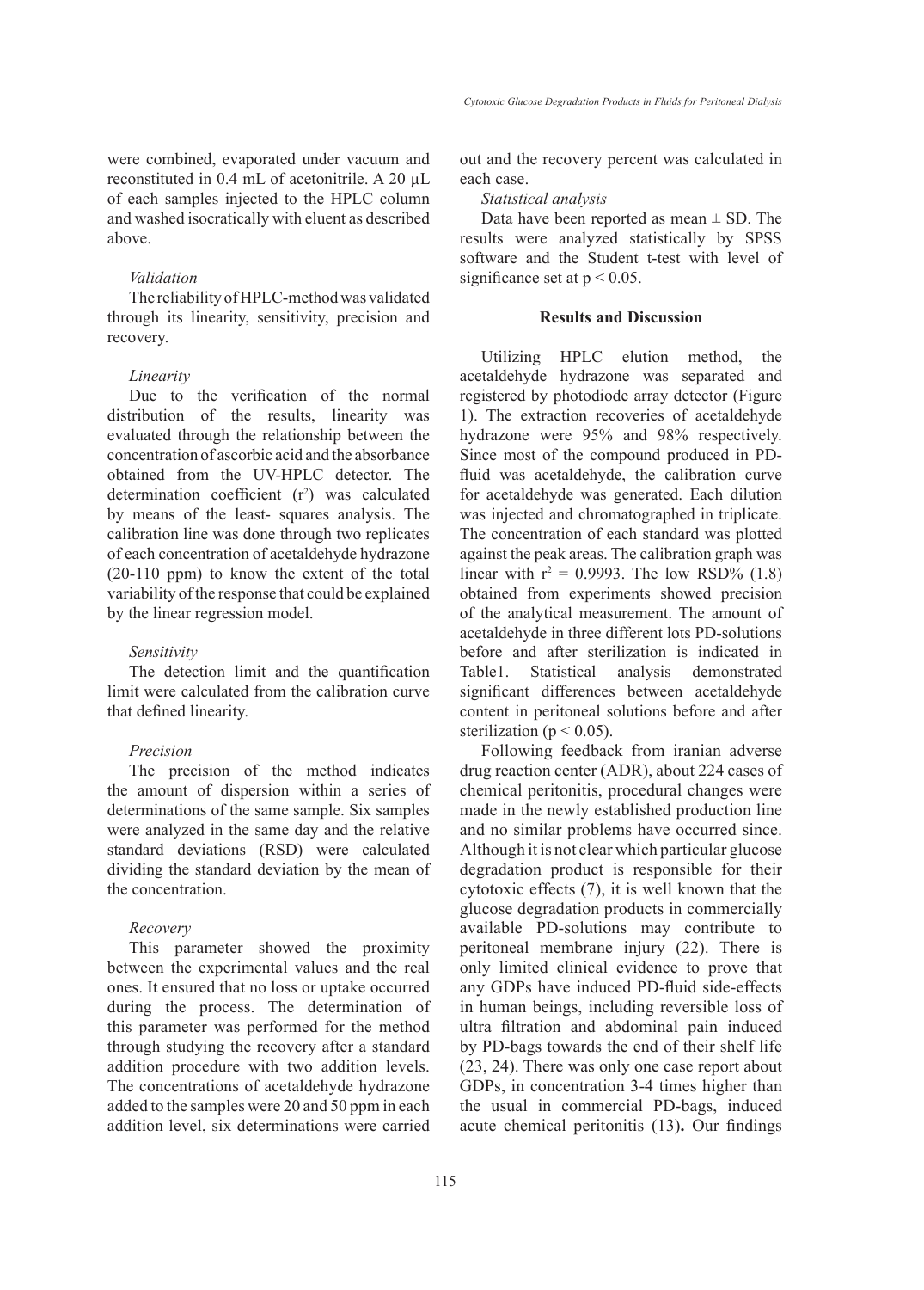were combined, evaporated under vacuum and reconstituted in 0.4 mL of acetonitrile. A 20 µL of each samples injected to the HPLC column and washed isocratically with eluent as described above.

*Validation*

The reliability of HPLC-method was validated through its linearity, sensitivity, precision and recovery.

*Linearity*

Due to the verification of the normal distribution of the results, linearity was evaluated through the relationship between the concentration of ascorbic acid and the absorbance obtained from the UV-HPLC detector. The determination coefficient ($r^2$) was calculated by means of the least- squares analysis. The calibration line was done through two replicates of each concentration of acetaldehyde hydrazone (20-110 ppm) to know the extent of the total variability of the response that could be explained by the linear regression model.

*Sensitivity*

The detection limit and the quantification limit were calculated from the calibration curve that defined linearity.

*Precision*

The precision of the method indicates the amount of dispersion within a series of determinations of the same sample. Six samples were analyzed in the same day and the relative standard deviations (RSD) were calculated dividing the standard deviation by the mean of the concentration.

*Recovery*

This parameter showed the proximity between the experimental values and the real ones. It ensured that no loss or uptake occurred during the process. The determination of this parameter was performed for the method through studying the recovery after a standard addition procedure with two addition levels. The concentrations of acetaldehyde hydrazone added to the samples were 20 and 50 ppm in each addition level, six determinations were carried out and the recovery percent was calculated in each case.

*Statistical analysis*

Data have been reported as mean ± SD. The results were analyzed statistically by SPSS software and the Student t-test with level of significance set at $p < 0.05$.

## Results and Discussion

Utilizing HPLC elution method, the acetaldehyde hydrazone was separated and registered by photodiode array detector (Figure 1). The extraction recoveries of acetaldehyde hydrazone were 95% and 98% respectively. Since most of the compound produced in PD-fluid was acetaldehyde, the calibration curve for acetaldehyde was generated. Each dilution was injected and chromatographed in triplicate. The concentration of each standard was plotted against the peak areas. The calibration graph was linear with $r^2 = 0.9993$. The low RSD% (1.8) obtained from experiments showed precision of the analytical measurement. The amount of acetaldehyde in three different lots PD-solutions before and after sterilization is indicated in Table1. Statistical analysis demonstrated significant differences between acetaldehyde content in peritoneal solutions before and after sterilization ($p < 0.05$).

Following feedback from iranian adverse drug reaction center (ADR), about 224 cases of chemical peritonitis, procedural changes were made in the newly established production line and no similar problems have occurred since. Although it is not clear which particular glucose degradation product is responsible for their cytotoxic effects (7), it is well known that the glucose degradation products in commercially available PD-solutions may contribute to peritoneal membrane injury (22). There is only limited clinical evidence to prove that any GDPs have induced PD-fluid side-effects in human beings, including reversible loss of ultra filtration and abdominal pain induced by PD-bags towards the end of their shelf life (23, 24). There was only one case report about GDPs, in concentration 3-4 times higher than the usual in commercial PD-bags, induced acute chemical peritonitis (13)**.** Our findings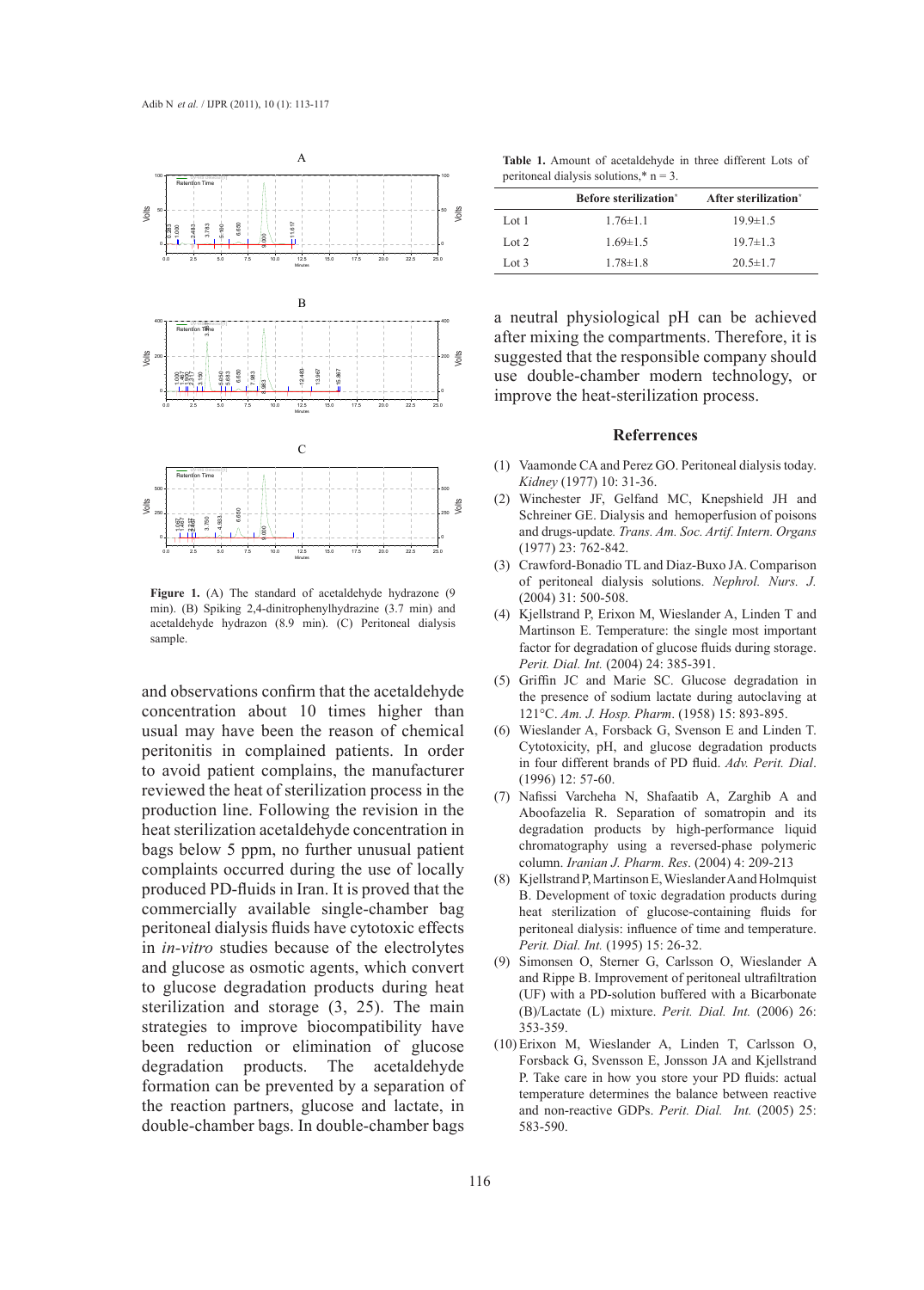Figure 1. (A) The standard of acetaldehyde hydrazone (9 min). (B) Spiking 2,4-dinitrophenylhydrazine (3.7 min) and acetaldehyde hydrazon (8.9 min). (C) Peritoneal dialysis sample.

and observations confirm that the acetaldehyde concentration about 10 times higher than usual may have been the reason of chemical peritonitis in complained patients. In order to avoid patient complains, the manufacturer reviewed the heat of sterilization process in the production line. Following the revision in the heat sterilization acetaldehyde concentration in bags below 5 ppm, no further unusual patient complaints occurred during the use of locally produced PD-fluids in Iran. It is proved that the commercially available single-chamber bag peritoneal dialysis fluids have cytotoxic effects in *in-vitro* studies because of the electrolytes and glucose as osmotic agents, which convert to glucose degradation products during heat sterilization and storage (3, 25). The main strategies to improve biocompatibility have been reduction or elimination of glucose degradation products. The acetaldehyde formation can be prevented by a separation of the reaction partners, glucose and lactate, in double-chamber bags. In double-chamber bags

**Table 1.** Amount of acetaldehyde in three different Lots of peritoneal dialysis solutions,* n = 3.

| | Before sterilization* | After sterilization* |
|---|---|---|
| Lot 1 | 1.76±1.1 | 19.9±1.5 |
| Lot 2 | 1.69±1.5 | 19.7±1.3 |
| Lot 3 | 1.78±1.8 | 20.5±1.7 |

a neutral physiological pH can be achieved after mixing the compartments. Therefore, it is suggested that the responsible company should use double-chamber modern technology, or improve the heat-sterilization process.

## Referrences

(1) Vaamonde CA and Perez GO. Peritoneal dialysis today. *Kidney* (1977) 10: 31-36.

(2) Winchester JF, Gelfand MC, Knepshield JH and Schreiner GE. Dialysis and hemoperfusion of poisons and drugs-update. *Trans. Am. Soc. Artif. Intern. Organs* (1977) 23: 762-842.

(3) Crawford-Bonadio TL and Diaz-Buxo JA. Comparison of peritoneal dialysis solutions. *Nephrol. Nurs. J.* (2004) 31: 500-508.

(4) Kjellstrand P, Erixon M, Wieslander A, Linden T and Martinson E. Temperature: the single most important factor for degradation of glucose fluids during storage. *Perit. Dial. Int.* (2004) 24: 385-391.

(5) Griffin JC and Marie SC. Glucose degradation in the presence of sodium lactate during autoclaving at 121°C. *Am. J. Hosp. Pharm*. (1958) 15: 893-895.

(6) Wieslander A, Forsback G, Svenson E and Linden T. Cytotoxicity, pH, and glucose degradation products in four different brands of PD fluid. *Adv. Perit. Dial*. (1996) 12: 57-60.

(7) Nafissi Varcheha N, Shafaatib A, Zarghib A and Aboofazelia R. Separation of somatropin and its degradation products by high-performance liquid chromatography using a reversed-phase polymeric column. *Iranian J. Pharm. Res*. (2004) 4: 209-213

(8) Kjellstrand P, Martinson E, Wieslander A and Holmquist B. Development of toxic degradation products during heat sterilization of glucose-containing fluids for peritoneal dialysis: influence of time and temperature. *Perit. Dial. Int.* (1995) 15: 26-32.

(9) Simonsen O, Sterner G, Carlsson O, Wieslander A and Rippe B. Improvement of peritoneal ultrafiltration (UF) with a PD-solution buffered with a Bicarbonate (B)/Lactate (L) mixture. *Perit. Dial. Int.* (2006) 26: 353-359.

(10) Erixon M, Wieslander A, Linden T, Carlsson O, Forsback G, Svensson E, Jonsson JA and Kjellstrand P. Take care in how you store your PD fluids: actual temperature determines the balance between reactive and non-reactive GDPs. *Perit. Dial. Int.* (2005) 25: 583-590.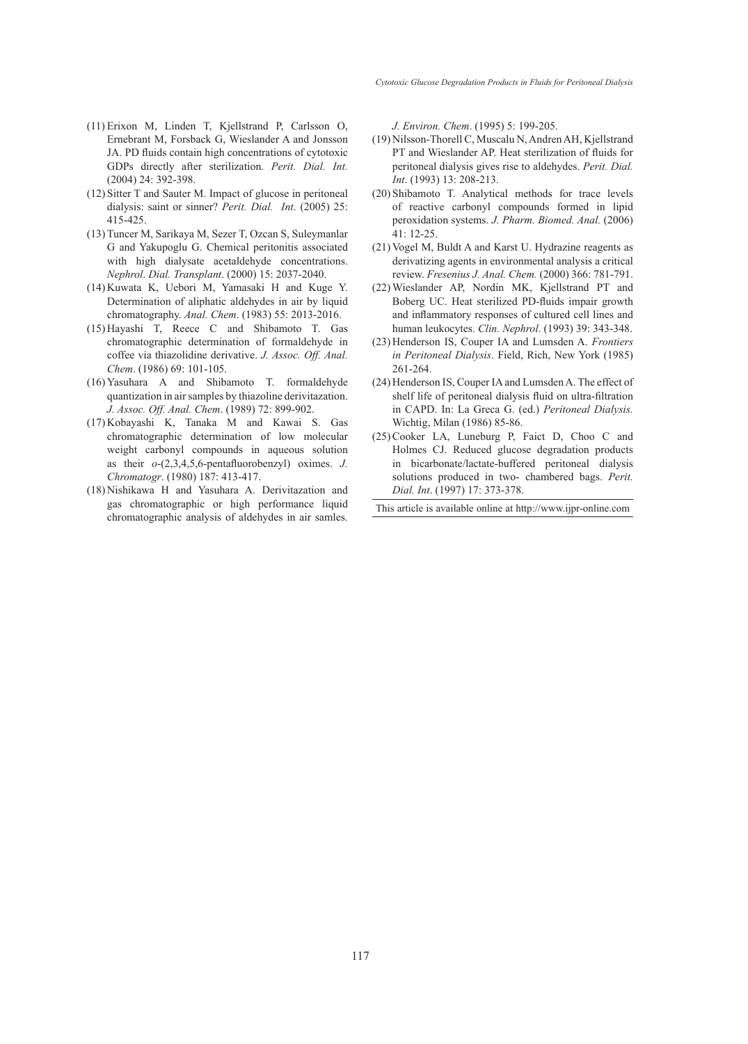(11) Erixon M, Linden T, Kjellstrand P, Carlsson O, Ernebrant M, Forsback G, Wieslander A and Jonsson JA. PD fluids contain high concentrations of cytotoxic GDPs directly after sterilization*. Perit. Dial. Int.* (2004) 24: 392-398.

(12) Sitter T and Sauter M. Impact of glucose in peritoneal dialysis: saint or sinner? *Perit. Dial. Int*. (2005) 25: 415-425.

(13) Tuncer M, Sarikaya M, Sezer T, Ozcan S, Suleymanlar G and Yakupoglu G. Chemical peritonitis associated with high dialysate acetaldehyde concentrations. *Nephrol*. *Dial. Transplant*. (2000) 15: 2037-2040.

(14) Kuwata K, Uebori M, Yamasaki H and Kuge Y. Determination of aliphatic aldehydes in air by liquid chromatography. *Anal. Chem*. (1983) 55: 2013-2016.

(15) Hayashi T, Reece C and Shibamoto T. Gas chromatographic determination of formaldehyde in coffee via thiazolidine derivative. *J. Assoc. Off. Anal. Chem*. (1986) 69: 101-105.

(16) Yasuhara A and Shibamoto T. formaldehyde quantization in air samples by thiazoline derivatization. *J. Assoc. Off. Anal. Chem*. (1989) 72: 899-902.

(17) Kobayashi K, Tanaka M and Kawai S. Gas chromatographic determination of low molecular weight carbonyl compounds in aqueous solution as their *o*-(2,3,4,5,6-pentafluorobenzyl) oximes. *J. Chromatogr*. (1980) 187: 413-417.

(18) Nishikawa H and Yasuhara A. Derivitazation and gas chromatographic or high performance liquid chromatographic analysis of aldehydes in air samles. *J. Environ. Chem*. (1995) 5: 199-205.

(19) Nilsson-Thorell C, Muscalu N, Andren AH, Kjellstrand PT and Wieslander AP. Heat sterilization of fluids for peritoneal dialysis gives rise to aldehydes. *Perit. Dial. Int*. (1993) 13: 208-213.

(20) Shibamoto T. Analytical methods for trace levels of reactive carbonyl compounds formed in lipid peroxidation systems. *J. Pharm. Biomed. Anal.* (2006) 41: 12-25.

(21) Vogel M, Buldt A and Karst U. Hydrazine reagents as derivatizing agents in environmental analysis a critical review. *Fresenius J. Anal. Chem.* (2000) 366: 781-791.

(22) Wieslander AP, Nordin MK, Kjellstrand PT and Boberg UC. Heat sterilized PD-fluids impair growth and inflammatory responses of cultured cell lines and human leukocytes. *Clin. Nephrol*. (1993) 39: 343-348.

(23) Henderson IS, Couper IA and Lumsden A. *Frontiers in Peritoneal Dialysis*. Field, Rich, New York (1985) 261-264.

(24) Henderson IS, Couper IA and Lumsden A. The effect of shelf life of peritoneal dialysis fluid on ultra-filtration in CAPD. In: La Greca G. (ed.) *Peritoneal Dialysis.* Wichtig, Milan (1986) 85-86.

(25) Cooker LA, Luneburg P, Faict D, Choo C and Holmes CJ. Reduced glucose degradation products in bicarbonate/lactate-buffered peritoneal dialysis solutions produced in two- chambered bags. *Perit. Dial. Int*. (1997) 17: 373-378.

This article is available online at http://www.ijpr-online.com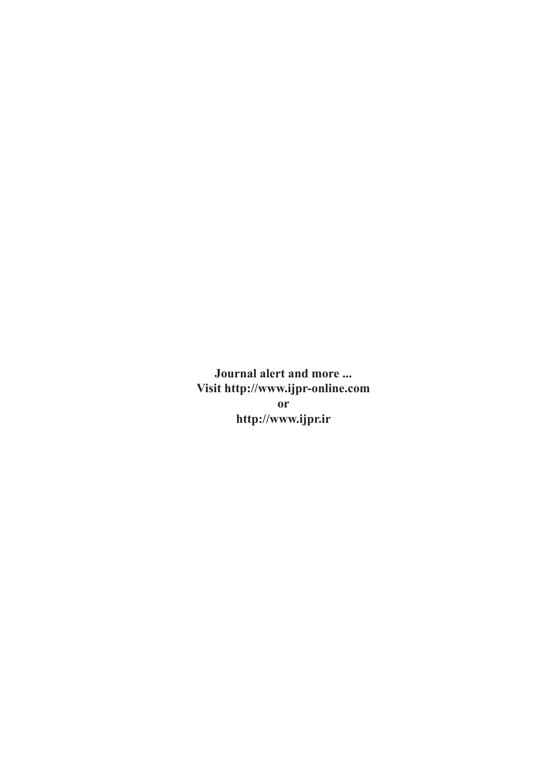**Journal alert and more ...**
**Visit http://www.ijpr-online.com**
**or**
**http://www.ijpr.ir**